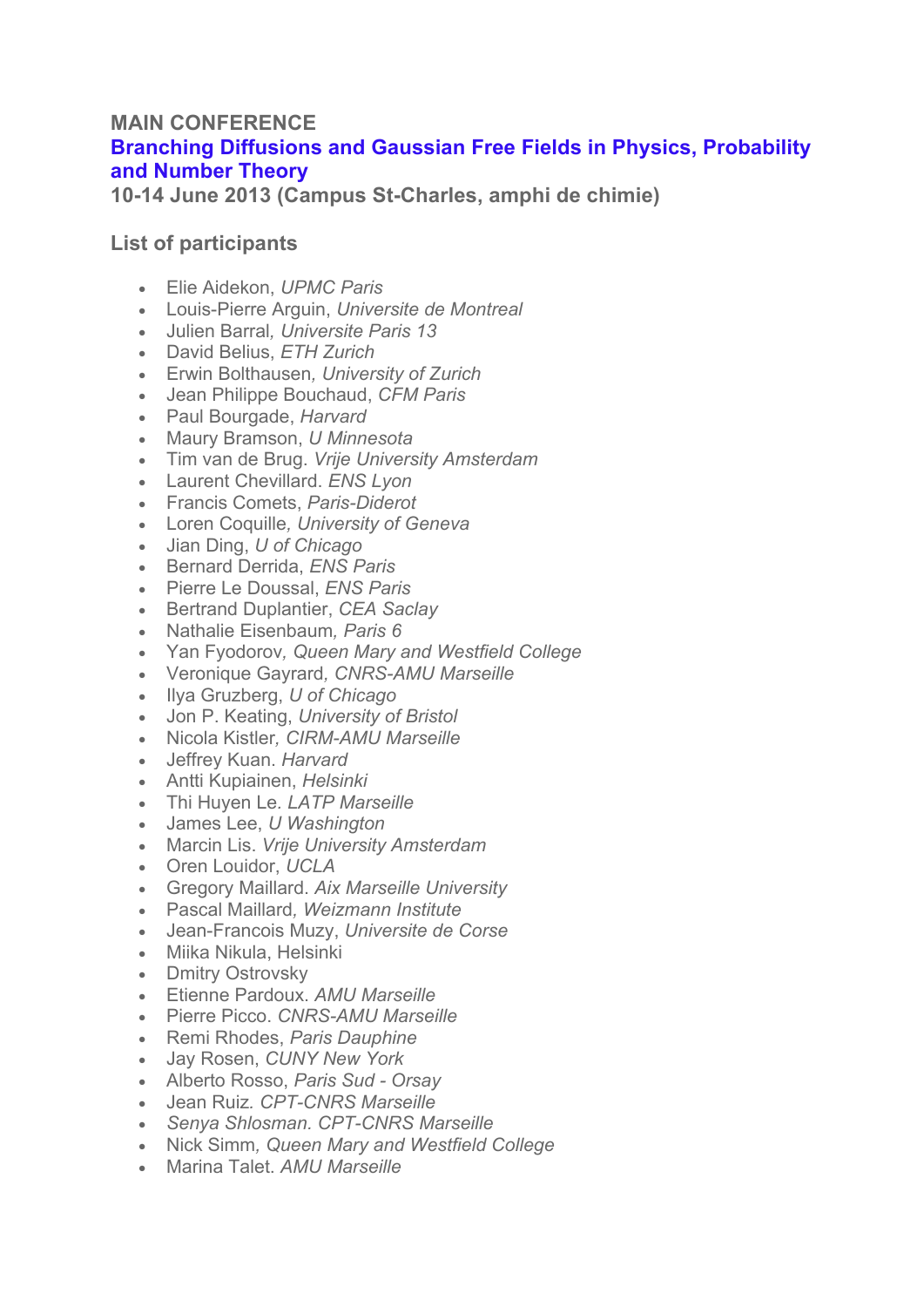**MAIN CONFERENCE**

**Branching Diffusions and Gaussian Free Fields in Physics, Probability and Number Theory**

**10-14 June 2013 (Campus St-Charles, amphi de chimie)**

**List of participants**

- Elie Aidekon, *UPMC Paris*
- Louis-Pierre Arguin, *Universite de Montreal*
- Julien Barral*, Universite Paris 13*
- David Belius, *ETH Zurich*
- Erwin Bolthausen*, University of Zurich*
- Jean Philippe Bouchaud, *CFM Paris*
- Paul Bourgade, *Harvard*
- Maury Bramson, *U Minnesota*
- Tim van de Brug. *Vrije University Amsterdam*
- Laurent Chevillard. *ENS Lyon*
- Francis Comets, *Paris-Diderot*
- Loren Coquille*, University of Geneva*
- Jian Ding, *U of Chicago*
- Bernard Derrida, *ENS Paris*
- Pierre Le Doussal, *ENS Paris*
- Bertrand Duplantier, *CEA Saclay*
- Nathalie Eisenbaum*, Paris 6*
- Yan Fyodorov*, Queen Mary and Westfield College*
- Veronique Gayrard*, CNRS-AMU Marseille*
- Ilya Gruzberg, *U of Chicago*
- Jon P. Keating, *University of Bristol*
- Nicola Kistler*, CIRM-AMU Marseille*
- Jeffrey Kuan. *Harvard*
- Antti Kupiainen, *Helsinki*
- Thi Huyen Le*. LATP Marseille*
- James Lee, *U Washington*
- Marcin Lis. *Vrije University Amsterdam*
- Oren Louidor, *UCLA*
- Gregory Maillard. *Aix Marseille University*
- Pascal Maillard*, Weizmann Institute*
- Jean-Francois Muzy, *Universite de Corse*
- Miika Nikula, Helsinki
- Dmitry Ostrovsky
- Etienne Pardoux. *AMU Marseille*
- Pierre Picco. *CNRS-AMU Marseille*
- Remi Rhodes, *Paris Dauphine*
- Jay Rosen, *CUNY New York*
- Alberto Rosso, *Paris Sud - Orsay*
- Jean Ruiz*. CPT-CNRS Marseille*
- *Senya Shlosman. CPT-CNRS Marseille*
- Nick Simm*, Queen Mary and Westfield College*
- Marina Talet. *AMU Marseille*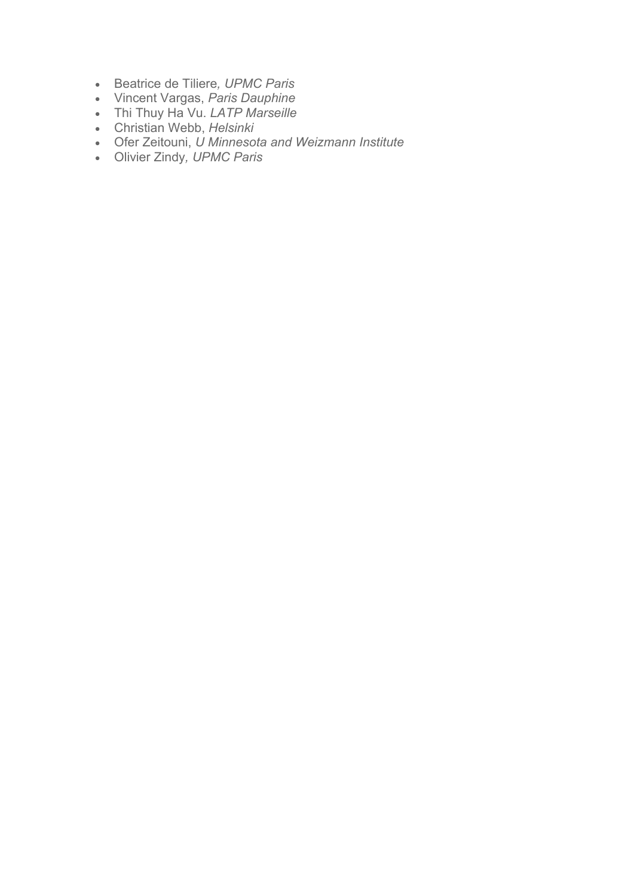- Beatrice de Tiliere*, UPMC Paris*
- Vincent Vargas, *Paris Dauphine*
- Thi Thuy Ha Vu. *LATP Marseille*
- Christian Webb, *Helsinki*
- Ofer Zeitouni, *U Minnesota and Weizmann Institute*
- Olivier Zindy*, UPMC Paris*